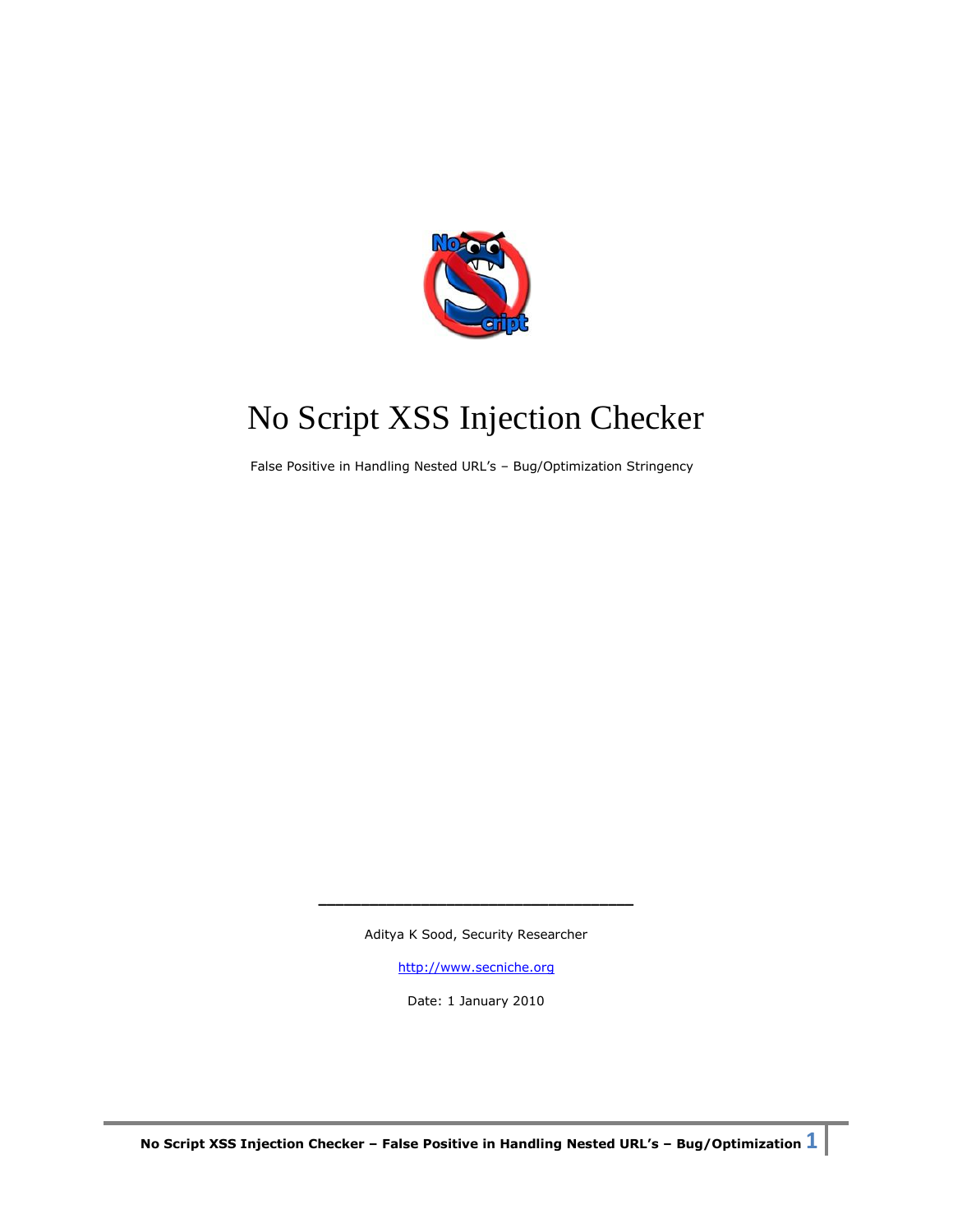# No Script XSS Injection Checker

False Positive in Handling Nested URL's – Bug/Optimization Stringency

---

Aditya K Sood, Security Researcher

http://www.secniche.org

Date: 1 January 2010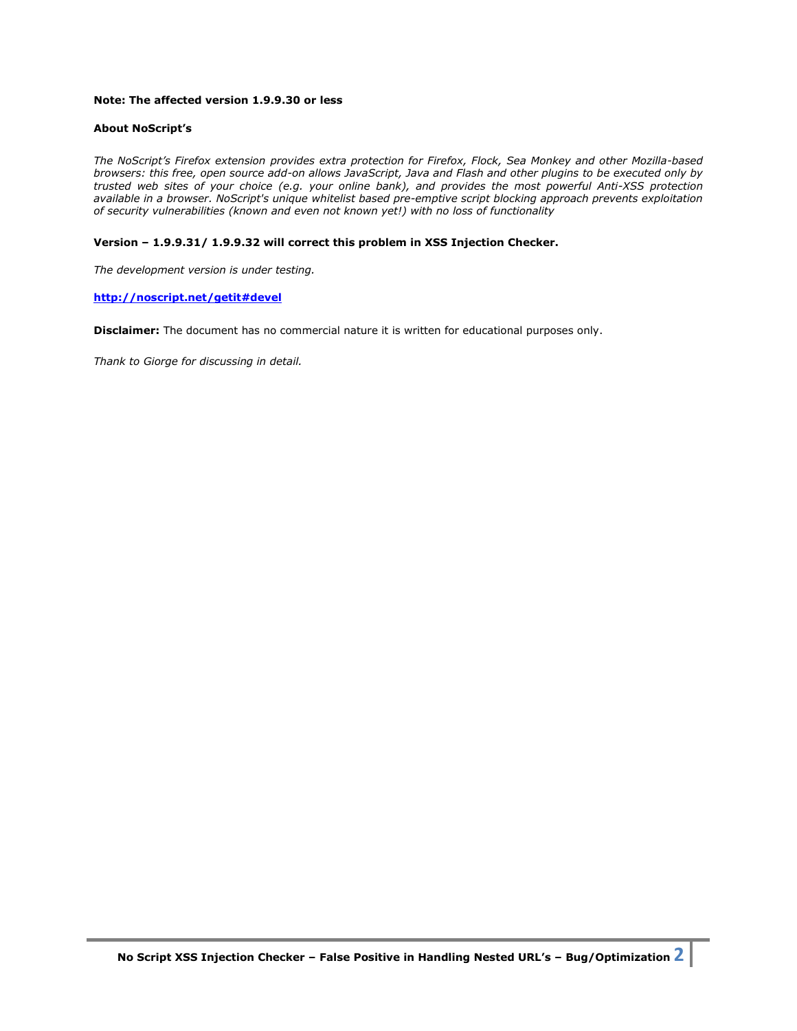**Note: The affected version 1.9.9.30 or less**

**About NoScript's**

*The NoScript's Firefox extension provides extra protection for Firefox, Flock, Sea Monkey and other Mozilla-based browsers: this free, open source add-on allows JavaScript, Java and Flash and other plugins to be executed only by trusted web sites of your choice (e.g. your online bank), and provides the most powerful Anti-XSS protection available in a browser. NoScript's unique whitelist based pre-emptive script blocking approach prevents exploitation of security vulnerabilities (known and even not known yet!) with no loss of functionality*

**Version – 1.9.9.31/ 1.9.9.32 will correct this problem in XSS Injection Checker.**

*The development version is under testing.*

**[http://noscript.net/getit#devel](http://noscript.net/getit#devel)**

**Disclaimer:** The document has no commercial nature it is written for educational purposes only.

*Thank to Giorge for discussing in detail.*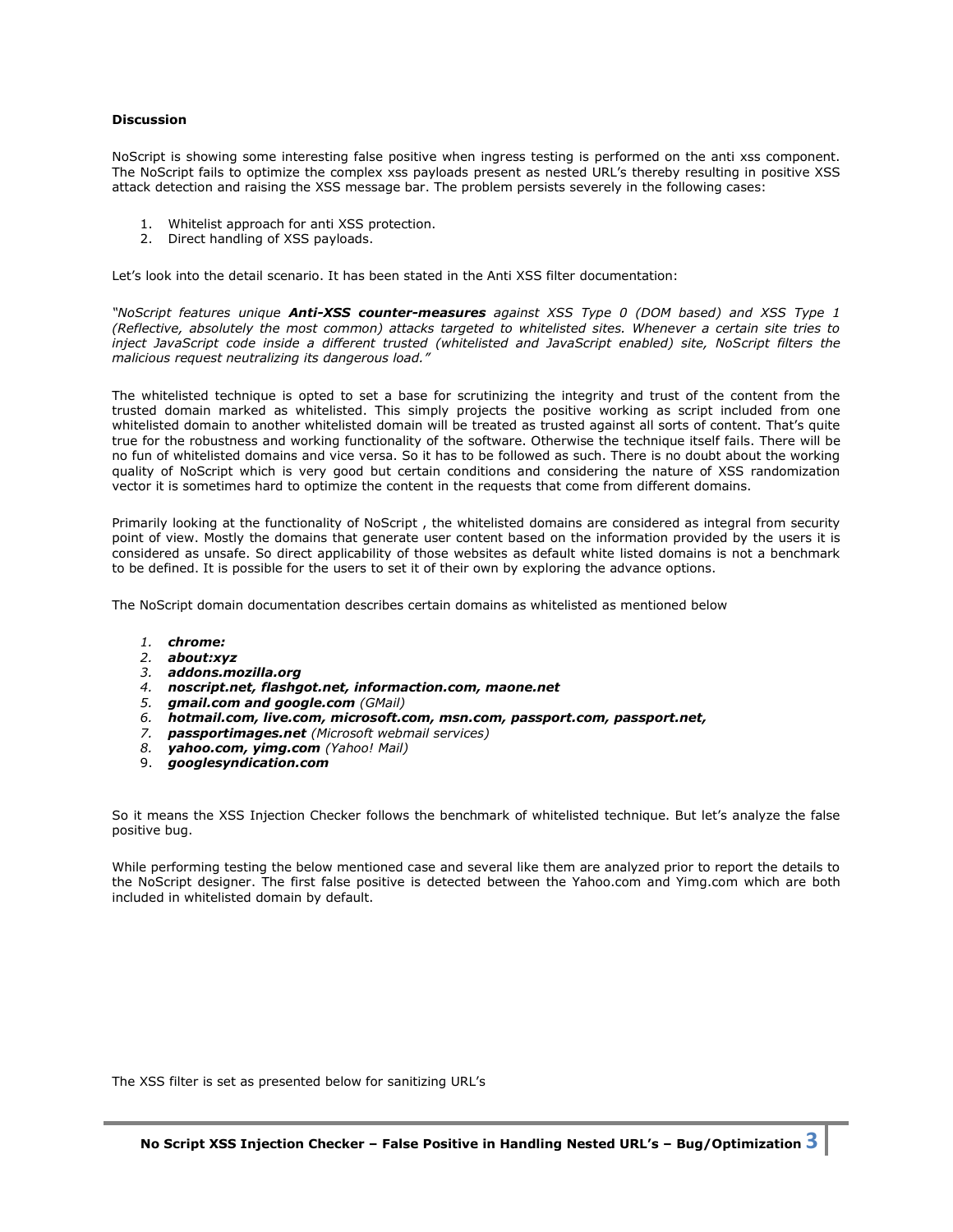**Discussion**

NoScript is showing some interesting false positive when ingress testing is performed on the anti xss component. The NoScript fails to optimize the complex xss payloads present as nested URL's thereby resulting in positive XSS attack detection and raising the XSS message bar. The problem persists severely in the following cases:

1. Whitelist approach for anti XSS protection.
2. Direct handling of XSS payloads.

Let's look into the detail scenario. It has been stated in the Anti XSS filter documentation:

*"NoScript features unique **Anti-XSS counter-measures** against XSS Type 0 (DOM based) and XSS Type 1 (Reflective, absolutely the most common) attacks targeted to whitelisted sites. Whenever a certain site tries to inject JavaScript code inside a different trusted (whitelisted and JavaScript enabled) site, NoScript filters the malicious request neutralizing its dangerous load."*

The whitelisted technique is opted to set a base for scrutinizing the integrity and trust of the content from the trusted domain marked as whitelisted. This simply projects the positive working as script included from one whitelisted domain to another whitelisted domain will be treated as trusted against all sorts of content. That's quite true for the robustness and working functionality of the software. Otherwise the technique itself fails. There will be no fun of whitelisted domains and vice versa. So it has to be followed as such. There is no doubt about the working quality of NoScript which is very good but certain conditions and considering the nature of XSS randomization vector it is sometimes hard to optimize the content in the requests that come from different domains.

Primarily looking at the functionality of NoScript , the whitelisted domains are considered as integral from security point of view. Mostly the domains that generate user content based on the information provided by the users it is considered as unsafe. So direct applicability of those websites as default white listed domains is not a benchmark to be defined. It is possible for the users to set it of their own by exploring the advance options.

The NoScript domain documentation describes certain domains as whitelisted as mentioned below

1. ***chrome:***
2. ***about:xyz***
3. ***addons.mozilla.org***
4. ***noscript.net, flashgot.net, informaction.com, maone.net***
5. ***gmail.com and google.com*** *(GMail)*
6. ***hotmail.com, live.com, microsoft.com, msn.com, passport.com, passport.net,***
7. ***passportimages.net*** *(Microsoft webmail services)*
8. ***yahoo.com, yimg.com*** *(Yahoo! Mail)*
9. ***googlesyndication.com***

So it means the XSS Injection Checker follows the benchmark of whitelisted technique. But let's analyze the false positive bug.

While performing testing the below mentioned case and several like them are analyzed prior to report the details to the NoScript designer. The first false positive is detected between the Yahoo.com and Yimg.com which are both included in whitelisted domain by default.

The XSS filter is set as presented below for sanitizing URL's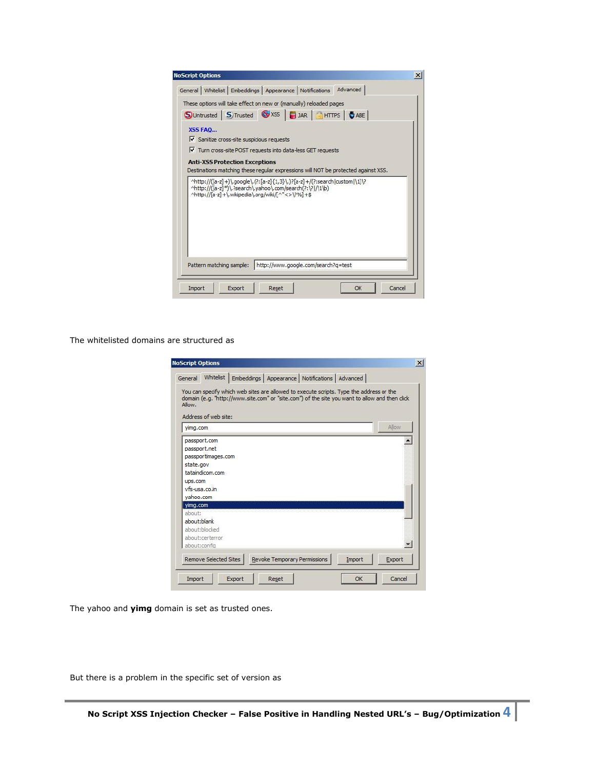The whitelisted domains are structured as

The yahoo and **yimg** domain is set as trusted ones.

But there is a problem in the specific set of version as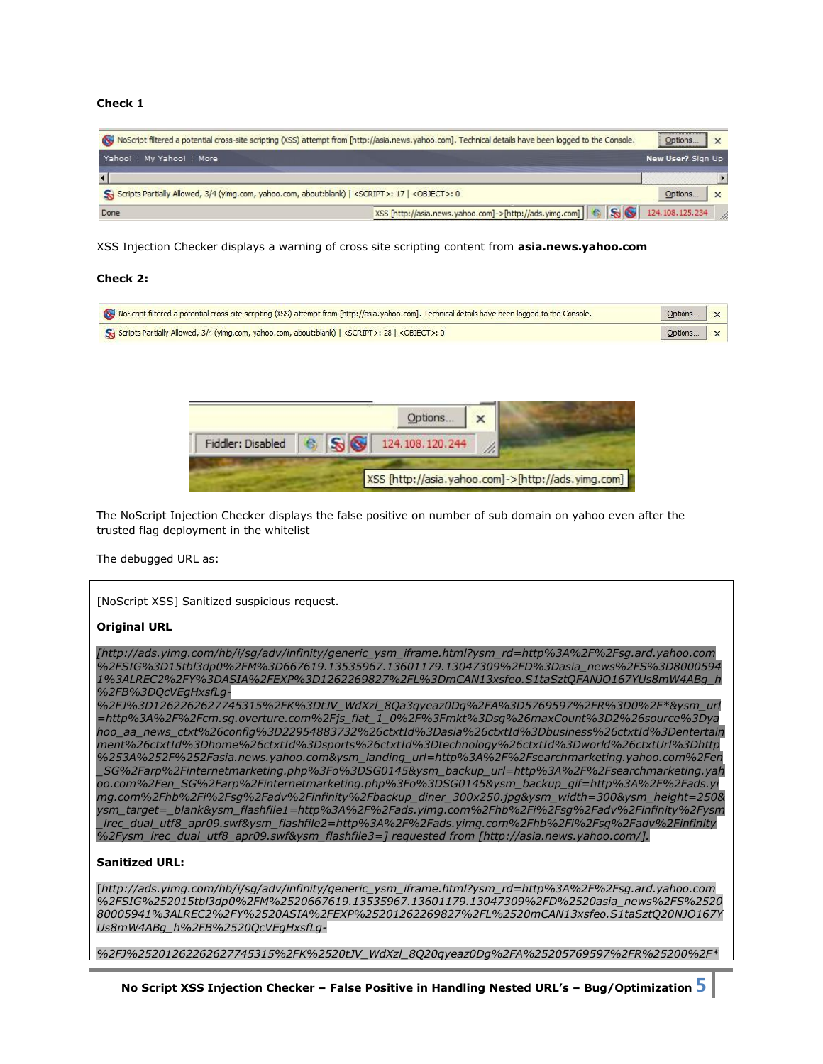**Check 1**

XSS Injection Checker displays a warning of cross site scripting content from **asia.news.yahoo.com**

**Check 2:**

The NoScript Injection Checker displays the false positive on number of sub domain on yahoo even after the trusted flag deployment in the whitelist

The debugged URL as:

[NoScript XSS] Sanitized suspicious request.

**Original URL**

*[http://ads.yimg.com/hb/i/sg/adv/infinity/generic_ysm_iframe.html?ysm_rd=http%3A%2F%2Fsg.ard.yahoo.com%2FSIG%3D15tbl3dp0%2FM%3D667619.13535967.13601179.13047309%2FD%3Dasia_news%2FS%3D80005941%3ALREC2%2FY%3DASIA%2FEXP%3D1262269827%2FL%3DmCAN13xsfeo.S1taSztQFANJO167YUs8mW4ABg_h%2FB%3DQcVEgHxsfLg-%2FJ%3D1262262627745315%2FK%3DtJV_WdXzl_8Qa3qyeaz0Dg%2FA%3D5769597%2FR%3D0%2F*&ysm_url=http%3A%2F%2Fcm.sg.overture.com%2Fjs_flat_1_0%2F%3Fmkt%3Dsg%26maxCount%3D2%26source%3Dyahoo_aa_news_ctxt%26config%3D22954883732%26ctxtId%3Dasia%26ctxtId%3Dbusiness%26ctxtId%3Dentertainment%26ctxtId%3Dhome%26ctxtId%3Dsports%26ctxtId%3Dtechnology%26ctxtId%3Dworld%26ctxtUrl%3Dhttp%253A%252F%252Fasia.news.yahoo.com&ysm_landing_url=http%3A%2F%2Fsearchmarketing.yahoo.com%2Fen_SG%2Farp%2Finternetmarketing.php%3Fo%3DSG0145&ysm_backup_url=http%3A%2F%2Fsearchmarketing.yahoo.com%2Fen_SG%2Farp%2Finternetmarketing.php%3Fo%3DSG0145&ysm_backup_gif=http%3A%2F%2Fads.yimg.com%2Fhb%2Fi%2Fsg%2Fadv%2Finfinity%2Fbackup_diner_300x250.jpg&ysm_width=300&ysm_height=250&ysm_target=_blank&ysm_flashfile1=http%3A%2F%2Fads.yimg.com%2Fhb%2Fi%2Fsg%2Fadv%2Finfinity%2Fysm_lrec_dual_utf8_apr09.swf&ysm_flashfile2=http%3A%2F%2Fads.yimg.com%2Fhb%2Fi%2Fsg%2Fadv%2Finfinity%2Fysm_lrec_dual_utf8_apr09.swf&ysm_flashfile3=] requested from [http://asia.news.yahoo.com/].*

**Sanitized URL:**

*[http://ads.yimg.com/hb/i/sg/adv/infinity/generic_ysm_iframe.html?ysm_rd=http%3A%2F%2Fsg.ard.yahoo.com%2FSIG%252015tbl3dp0%2FM%2520667619.13535967.13601179.13047309%2FD%2520asia_news%2FS%252080005941%3ALREC2%2FY%2520ASIA%2FEXP%25201262269827%2FL%2520mCAN13xsfeo.S1taSztQ20NJO167YUs8mW4ABg_h%2FB%2520QcVEgHxsfLg-*

*%2FJ%25201262262627745315%2FK%2520tJV_WdXzl_8Q20qyeaz0Dg%2FA%25205769597%2FR%25200%2F**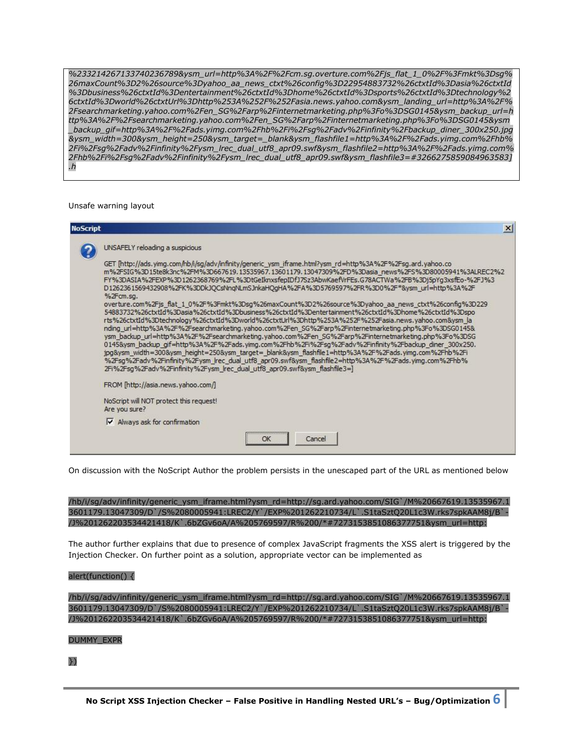```
%2332142671337402367898ysm_url=http%3A%2F%2Fcm.sg.overture.com%2Fjs_flat_1_0%2F%3Fmkt%3Dsg%26maxCount%3D2%26source%3Dyahoo_aa_news_ctxt%26config%3D22954883732%26ctxtId%3Dasia%26ctxtId%3Dbusiness%26ctxtId%3Dentertainment%26ctxtId%3Dhome%26ctxtId%3Dsports%26ctxtId%3Dtechnology%26ctxtId%3Dworld%26ctxtUrl%3Dhttp%253A%252F%252Fasia.news.yahoo.com&ysm_landing_url=http%3A%2F%2Fsearchmarketing.yahoo.com%2Fen_SG%2Farp%2Finternetmarketing.php%3Fo%3DSG0145&ysm_backup_url=http%3A%2F%2Fsearchmarketing.yahoo.com%2Fen_SG%2Farp%2Finternetmarketing.php%3Fo%3DSG0145&ysm_backup_gif=http%3A%2F%2Fads.yimg.com%2Fhb%2Fi%2Fsg%2Fadv%2Finfinity%2Fbackup_diner_300x250.jpg&ysm_width=300&ysm_height=250&ysm_target=_blank&ysm_flashfile1=http%3A%2F%2Fads.yimg.com%2Fhb%2Fi%2Fsg%2Fadv%2Finfinity%2Fysm_lrec_dual_utf8_apr09.swf&ysm_flashfile2=http%3A%2F%2Fads.yimg.com%2Fhb%2Fi%2Fsg%2Fadv%2Finfinity%2Fysm_lrec_dual_utf8_apr09.swf&ysm_flashfile3=#326627585908496358]
.h
```

Unsafe warning layout

```
NoScript

UNSAFELY reloading a suspicious

GET [http://ads.yimg.com/hb/i/sg/adv/infinity/generic_ysm_iframe.html?ysm_rd=http%3A%2F%2Fsg.ard.yahoo.com%2FSIG%3D15te8k3nc%2FM%3D667619.13535967.13601179.13047309%2FD%3Dasia_news%2FS%3D80005941%3ALREC2%2FY%3DASIA%2FEXP%3D1262368769%2FL%3DtGeIknxsfepIDfJ7Sz3AbwKaefVrFEs.G78ACTWa%2FB%3Dj5pYg3xsfEo-%2FJ%3D1262361569432908%2FK%3DDkJQCsNnqNLmSJnkaHQgHA%2FA%3D5769597%2FR%3D0%2F*&ysm_url=http%3A%2F%2Fcm.sg.overture.com%2Fjs_flat_1_0%2F%3Fmkt%3Dsg%26maxCount%3D2%26source%3Dyahoo_aa_news_ctxt%26config%3D22954883732%26ctxtId%3Dasia%26ctxtId%3Dbusiness%26ctxtId%3Dentertainment%26ctxtId%3Dhome%26ctxtId%3Dsports%26ctxtId%3Dtechnology%26ctxtId%3Dworld%26ctxtUrl%3Dhttp%253A%252F%252Fasia.news.yahoo.com&ysm_landing_url=http%3A%2F%2Fsearchmarketing.yahoo.com%2Fen_SG%2Farp%2Finternetmarketing.php%3Fo%3DSG0145&ysm_backup_url=http%3A%2F%2Fsearchmarketing.yahoo.com%2Fen_SG%2Farp%2Finternetmarketing.php%3Fo%3DSG0145&ysm_backup_gif=http%3A%2F%2Fads.yimg.com%2Fhb%2Fi%2Fsg%2Fadv%2Finfinity%2Fbackup_diner_300x250.jpg&ysm_width=300&ysm_height=250&ysm_target=_blank&ysm_flashfile1=http%3A%2F%2Fads.yimg.com%2Fhb%2Fi%2Fsg%2Fadv%2Finfinity%2Fysm_lrec_dual_utf8_apr09.swf&ysm_flashfile2=http%3A%2F%2Fads.yimg.com%2Fhb%2Fi%2Fsg%2Fadv%2Finfinity%2Fysm_lrec_dual_utf8_apr09.swf&ysm_flashfile3=]

FROM [http://asia.news.yahoo.com/]

NoScript will NOT protect this request!
Are you sure?

[x] Always ask for confirmation

OK    Cancel
```

On discussion with the NoScript Author the problem persists in the unescaped part of the URL as mentioned below

```
/hb/i/sg/adv/infinity/generic_ysm_iframe.html?ysm_rd=http://sg.ard.yahoo.com/SIG`/M%20667619.13535967.13601179.13047309/D`/S%2080005941:LREC2/Y`/EXP%201262210734/L`.S1taSztQ20L1c3W.rks7spkAAM8j/B`-/J%201262203534421418/K`.6bZGv6oA/A%205769597/R%200/*#7273153851086377751&ysm_url=http:
```

The author further explains that due to presence of complex JavaScript fragments the XSS alert is triggered by the Injection Checker. On further point as a solution, appropriate vector can be implemented as

```
alert(function() {

/hb/i/sg/adv/infinity/generic_ysm_iframe.html?ysm_rd=http://sg.ard.yahoo.com/SIG`/M%20667619.13535967.13601179.13047309/D`/S%2080005941:LREC2/Y`/EXP%201262210734/L`.S1taSztQ20L1c3W.rks7spkAAM8j/B`-/J%201262203534421418/K`.6bZGv6oA/A%205769597/R%200/*#7273153851086377751&ysm_url=http:

DUMMY_EXPR

})
```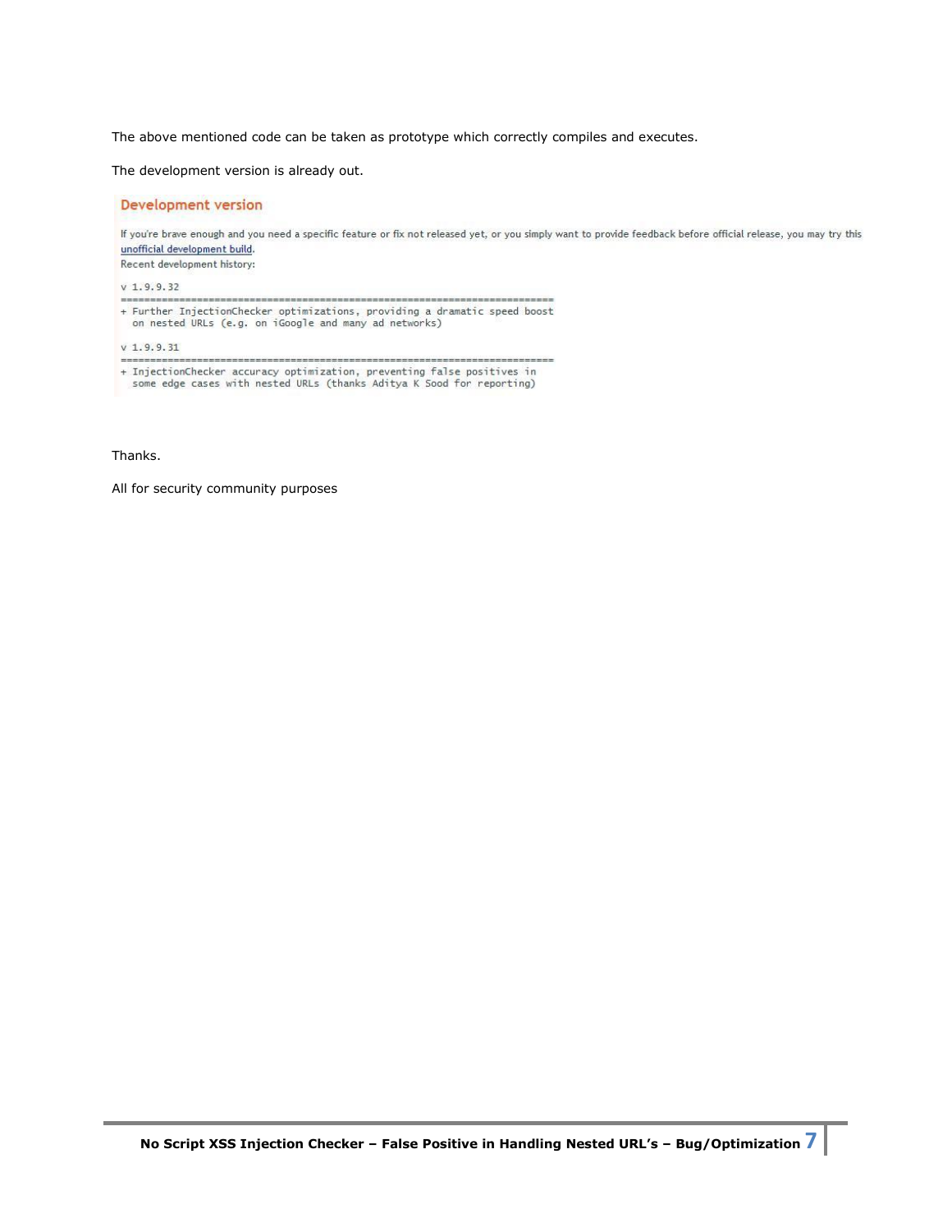The above mentioned code can be taken as prototype which correctly compiles and executes.

The development version is already out.

## Development version

If you're brave enough and you need a specific feature or fix not released yet, or you simply want to provide feedback before official release, you may try this unofficial development build.

Recent development history:

```
v 1.9.9.32
=========================================================================
+ Further InjectionChecker optimizations, providing a dramatic speed boost
  on nested URLs (e.g. on iGoogle and many ad networks)

v 1.9.9.31
=========================================================================
+ InjectionChecker accuracy optimization, preventing false positives in
  some edge cases with nested URLs (thanks Aditya K Sood for reporting)
```

Thanks.

All for security community purposes